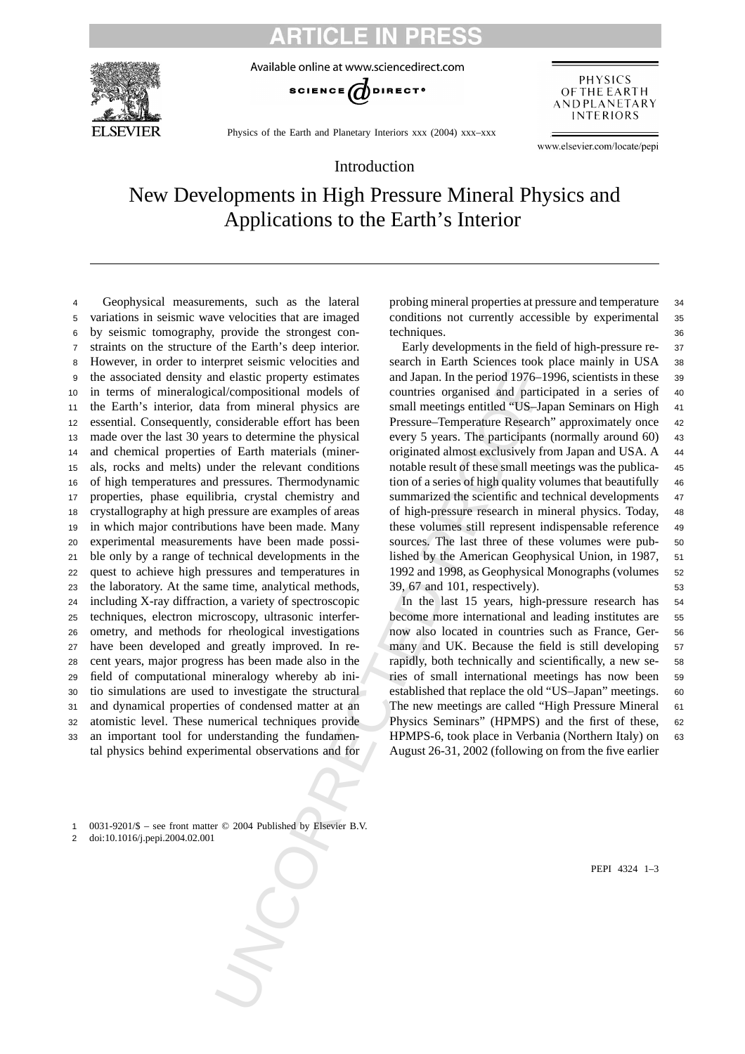Introduction

# New Developments in High Pressure Mineral Physics and Applications to the Earth's Interior

Geophysical measurements, such as the lateral variations in seismic wave velocities that are imaged by seismic tomography, provide the strongest constraints on the structure of the Earth's deep interior. However, in order to interpret seismic velocities and the associated density and elastic property estimates in terms of mineralogical/compositional models of the Earth's interior, data from mineral physics are essential. Consequently, considerable effort has been made over the last 30 years to determine the physical and chemical properties of Earth materials (minerals, rocks and melts) under the relevant conditions of high temperatures and pressures. Thermodynamic properties, phase equilibria, crystal chemistry and crystallography at high pressure are examples of areas in which major contributions have been made. Many experimental measurements have been made possible only by a range of technical developments in the quest to achieve high pressures and temperatures in the laboratory. At the same time, analytical methods, including X-ray diffraction, a variety of spectroscopic techniques, electron microscopy, ultrasonic interferometry, and methods for rheological investigations have been developed and greatly improved. In recent years, major progress has been made also in the field of computational mineralogy whereby ab initio simulations are used to investigate the structural and dynamical properties of condensed matter at an atomistic level. These numerical techniques provide an important tool for understanding the fundamental physics behind experimental observations and for probing mineral properties at pressure and temperature conditions not currently accessible by experimental techniques.

Early developments in the field of high-pressure research in Earth Sciences took place mainly in USA and Japan. In the period 1976–1996, scientists in these countries organised and participated in a series of small meetings entitled "US–Japan Seminars on High Pressure–Temperature Research" approximately once every 5 years. The participants (normally around 60) originated almost exclusively from Japan and USA. A notable result of these small meetings was the publication of a series of high quality volumes that beautifully summarized the scientific and technical developments of high-pressure research in mineral physics. Today, these volumes still represent indispensable reference sources. The last three of these volumes were published by the American Geophysical Union, in 1987, 1992 and 1998, as Geophysical Monographs (volumes 39, 67 and 101, respectively).

In the last 15 years, high-pressure research has become more international and leading institutes are now also located in countries such as France, Germany and UK. Because the field is still developing rapidly, both technically and scientifically, a new series of small international meetings has now been established that replace the old "US–Japan" meetings. The new meetings are called "High Pressure Mineral Physics Seminars" (HPMPS) and the first of these, HPMPS-6, took place in Verbania (Northern Italy) on August 26-31, 2002 (following on from the five earlier

0031-9201/$ – see front matter © 2004 Published by Elsevier B.V.
doi:10.1016/j.pepi.2004.02.001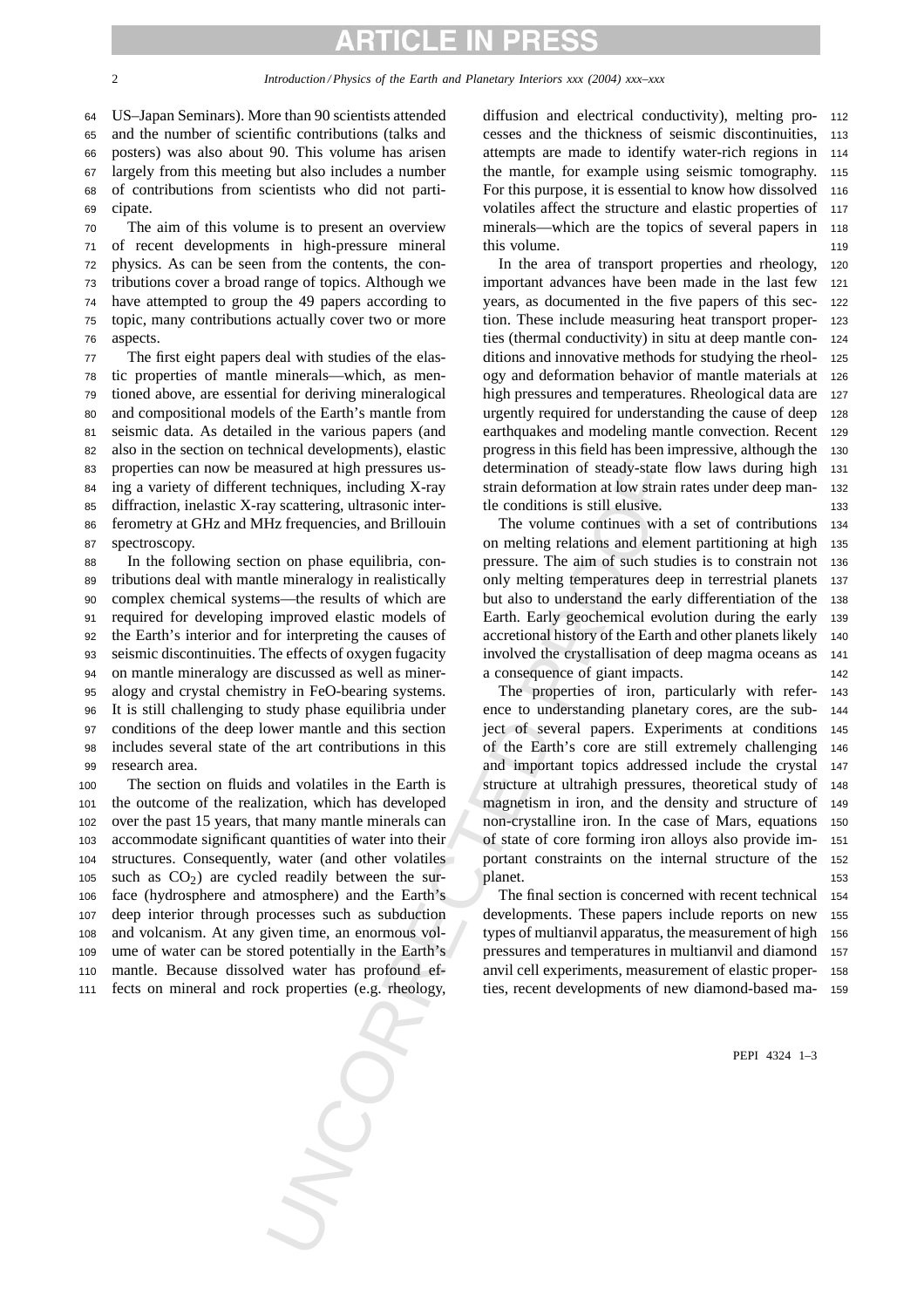US–Japan Seminars). More than 90 scientists attended and the number of scientific contributions (talks and posters) was also about 90. This volume has arisen largely from this meeting but also includes a number of contributions from scientists who did not participate.

The aim of this volume is to present an overview of recent developments in high-pressure mineral physics. As can be seen from the contents, the contributions cover a broad range of topics. Although we have attempted to group the 49 papers according to topic, many contributions actually cover two or more aspects.

The first eight papers deal with studies of the elastic properties of mantle minerals—which, as mentioned above, are essential for deriving mineralogical and compositional models of the Earth's mantle from seismic data. As detailed in the various papers (and also in the section on technical developments), elastic properties can now be measured at high pressures using a variety of different techniques, including X-ray diffraction, inelastic X-ray scattering, ultrasonic interferometry at GHz and MHz frequencies, and Brillouin spectroscopy.

In the following section on phase equilibria, contributions deal with mantle mineralogy in realistically complex chemical systems—the results of which are required for developing improved elastic models of the Earth's interior and for interpreting the causes of seismic discontinuities. The effects of oxygen fugacity on mantle mineralogy are discussed as well as mineralogy and crystal chemistry in FeO-bearing systems. It is still challenging to study phase equilibria under conditions of the deep lower mantle and this section includes several state of the art contributions in this research area.

The section on fluids and volatiles in the Earth is the outcome of the realization, which has developed over the past 15 years, that many mantle minerals can accommodate significant quantities of water into their structures. Consequently, water (and other volatiles such as $CO_2$) are cycled readily between the surface (hydrosphere and atmosphere) and the Earth's deep interior through processes such as subduction and volcanism. At any given time, an enormous volume of water can be stored potentially in the Earth's mantle. Because dissolved water has profound effects on mineral and rock properties (e.g. rheology, diffusion and electrical conductivity), melting processes and the thickness of seismic discontinuities, attempts are made to identify water-rich regions in the mantle, for example using seismic tomography. For this purpose, it is essential to know how dissolved volatiles affect the structure and elastic properties of minerals—which are the topics of several papers in this volume.

In the area of transport properties and rheology, important advances have been made in the last few years, as documented in the five papers of this section. These include measuring heat transport properties (thermal conductivity) in situ at deep mantle conditions and innovative methods for studying the rheology and deformation behavior of mantle materials at high pressures and temperatures. Rheological data are urgently required for understanding the cause of deep earthquakes and modeling mantle convection. Recent progress in this field has been impressive, although the determination of steady-state flow laws during high strain deformation at low strain rates under deep mantle conditions is still elusive.

The volume continues with a set of contributions on melting relations and element partitioning at high pressure. The aim of such studies is to constrain not only melting temperatures deep in terrestrial planets but also to understand the early differentiation of the Earth. Early geochemical evolution during the early accretional history of the Earth and other planets likely involved the crystallisation of deep magma oceans as a consequence of giant impacts.

The properties of iron, particularly with reference to understanding planetary cores, are the subject of several papers. Experiments at conditions of the Earth's core are still extremely challenging and important topics addressed include the crystal structure at ultrahigh pressures, theoretical study of magnetism in iron, and the density and structure of non-crystalline iron. In the case of Mars, equations of state of core forming iron alloys also provide important constraints on the internal structure of the planet.

The final section is concerned with recent technical developments. These papers include reports on new types of multianvil apparatus, the measurement of high pressures and temperatures in multianvil and diamond anvil cell experiments, measurement of elastic properties, recent developments of new diamond-based ma-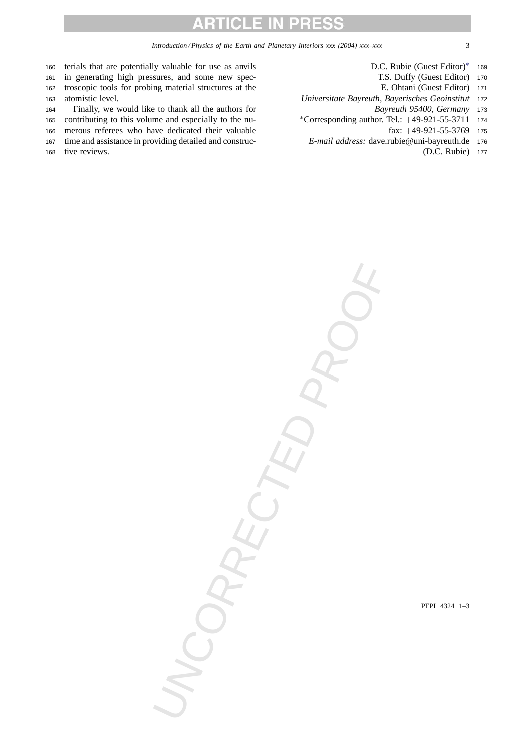terials that are potentially valuable for use as anvils in generating high pressures, and some new spectroscopic tools for probing material structures at the atomistic level.

Finally, we would like to thank all the authors for contributing to this volume and especially to the numerous referees who have dedicated their valuable time and assistance in providing detailed and constructive reviews.

D.C. Rubie (Guest Editor)*
T.S. Duffy (Guest Editor)
E. Ohtani (Guest Editor)

*Universitate Bayreuth, Bayerisches Geoinstitut*
*Bayreuth 95400, Germany*

*Corresponding author. Tel.: +49-921-55-3711
fax: +49-921-55-3769

*E-mail address:* dave.rubie@uni-bayreuth.de
(D.C. Rubie)